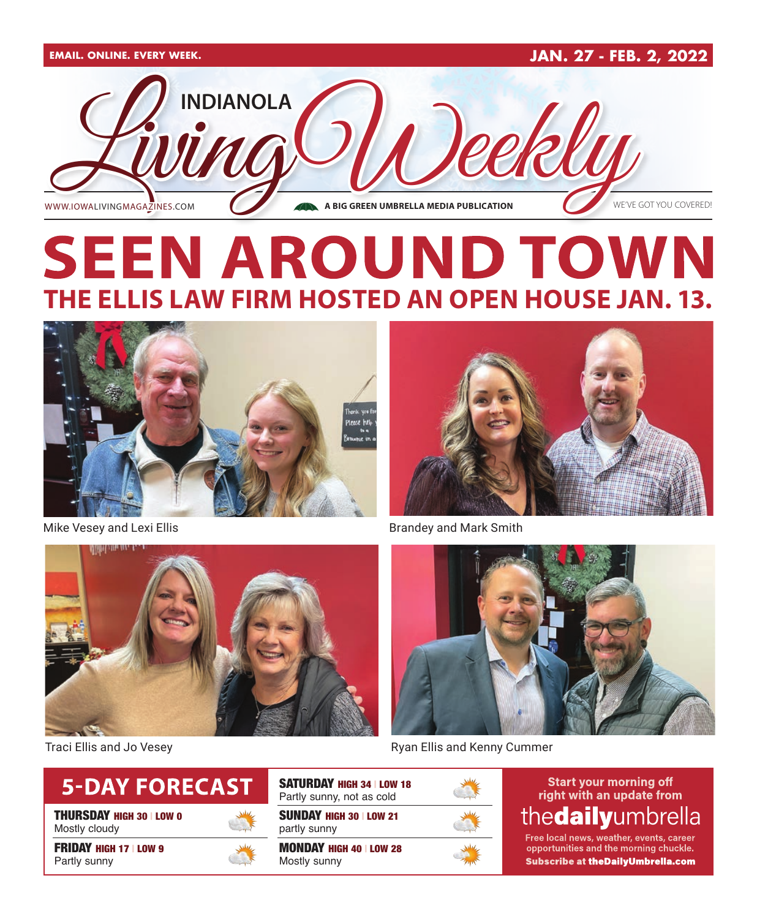EMAIL. ONLINE. EVERY WEEK.

JAN. 27 - FEB. 2, 2022

# INDIANOLA Living Weekly

WWW.IOWALIVINGMAGAZINES.COM

A BIG GREEN UMBRELLA MEDIA PUBLICATION

WE'VE GOT YOU COVERED!

# SEEN AROUND TOWN

## THE ELLIS LAW FIRM HOSTED AN OPEN HOUSE JAN. 13.

Mike Vesey and Lexi Ellis

Brandey and Mark Smith

Traci Ellis and Jo Vesey

Ryan Ellis and Kenny Cummer

## 5-DAY FORECAST

**THURSDAY** HIGH 30 | LOW 0
Mostly cloudy

**FRIDAY** HIGH 17 | LOW 9
Partly sunny

**SATURDAY** HIGH 34 | LOW 18
Partly sunny, not as cold

**SUNDAY** HIGH 30 | LOW 21
partly sunny

**MONDAY** HIGH 40 | LOW 28
Mostly sunny

Start your morning off right with an update from **thedailyumbrella**

Free local news, weather, events, career opportunities and the morning chuckle.

**Subscribe at theDailyUmbrella.com**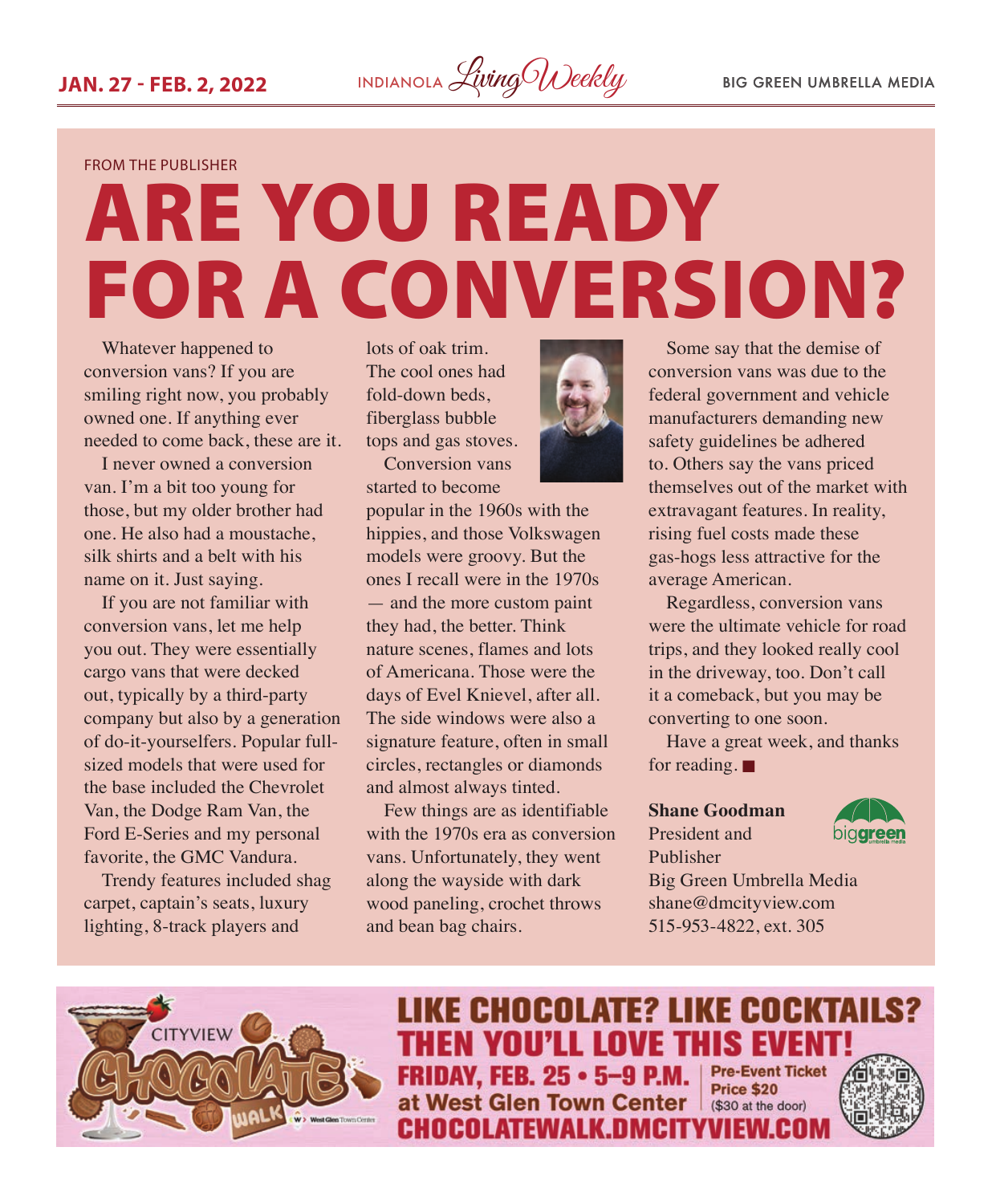FROM THE PUBLISHER

# ARE YOU READY FOR A CONVERSION?

Whatever happened to conversion vans? If you are smiling right now, you probably owned one. If anything ever needed to come back, these are it.

I never owned a conversion van. I'm a bit too young for those, but my older brother had one. He also had a moustache, silk shirts and a belt with his name on it. Just saying.

If you are not familiar with conversion vans, let me help you out. They were essentially cargo vans that were decked out, typically by a third-party company but also by a generation of do-it-yourselfers. Popular full-sized models that were used for the base included the Chevrolet Van, the Dodge Ram Van, the Ford E-Series and my personal favorite, the GMC Vandura.

Trendy features included shag carpet, captain's seats, luxury lighting, 8-track players and lots of oak trim. The cool ones had fold-down beds, fiberglass bubble tops and gas stoves.

Conversion vans started to become popular in the 1960s with the hippies, and those Volkswagen models were groovy. But the ones I recall were in the 1970s — and the more custom paint they had, the better. Think nature scenes, flames and lots of Americana. Those were the days of Evel Knievel, after all. The side windows were also a signature feature, often in small circles, rectangles or diamonds and almost always tinted.

Few things are as identifiable with the 1970s era as conversion vans. Unfortunately, they went along the wayside with dark wood paneling, crochet throws and bean bag chairs.

Some say that the demise of conversion vans was due to the federal government and vehicle manufacturers demanding new safety guidelines be adhered to. Others say the vans priced themselves out of the market with extravagant features. In reality, rising fuel costs made these gas-hogs less attractive for the average American.

Regardless, conversion vans were the ultimate vehicle for road trips, and they looked really cool in the driveway, too. Don't call it a comeback, but you may be converting to one soon.

Have a great week, and thanks for reading. ■

**Shane Goodman**
President and Publisher
Big Green Umbrella Media
shane@dmcityview.com
515-953-4822, ext. 305

CITYVIEW CHOCOLATE WALK

## LIKE CHOCOLATE? LIKE COCKTAILS? THEN YOU'LL LOVE THIS EVENT!

**FRIDAY, FEB. 25 • 5–9 P.M.**
**at West Glen Town Center**
**Pre-Event Ticket Price $20** ($30 at the door)
**CHOCOLATEWALK.DMCITYVIEW.COM**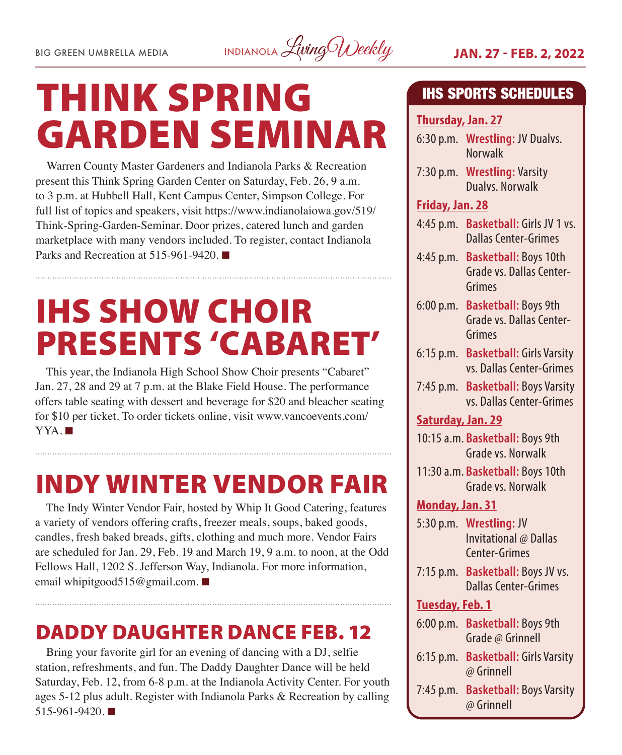# THINK SPRING GARDEN SEMINAR

Warren County Master Gardeners and Indianola Parks & Recreation present this Think Spring Garden Center on Saturday, Feb. 26, 9 a.m. to 3 p.m. at Hubbell Hall, Kent Campus Center, Simpson College. For full list of topics and speakers, visit https://www.indianolaiowa.gov/519/Think-Spring-Garden-Seminar. Door prizes, catered lunch and garden marketplace with many vendors included. To register, contact Indianola Parks and Recreation at 515-961-9420. ■

# IHS SHOW CHOIR PRESENTS 'CABARET'

This year, the Indianola High School Show Choir presents "Cabaret" Jan. 27, 28 and 29 at 7 p.m. at the Blake Field House. The performance offers table seating with dessert and beverage for $20 and bleacher seating for $10 per ticket. To order tickets online, visit www.vancoevents.com/YYA. ■

# INDY WINTER VENDOR FAIR

The Indy Winter Vendor Fair, hosted by Whip It Good Catering, features a variety of vendors offering crafts, freezer meals, soups, baked goods, candles, fresh baked breads, gifts, clothing and much more. Vendor Fairs are scheduled for Jan. 29, Feb. 19 and March 19, 9 a.m. to noon, at the Odd Fellows Hall, 1202 S. Jefferson Way, Indianola. For more information, email whipitgood515@gmail.com. ■

## DADDY DAUGHTER DANCE FEB. 12

Bring your favorite girl for an evening of dancing with a DJ, selfie station, refreshments, and fun. The Daddy Daughter Dance will be held Saturday, Feb. 12, from 6-8 p.m. at the Indianola Activity Center. For youth ages 5-12 plus adult. Register with Indianola Parks & Recreation by calling 515-961-9420. ■

## IHS SPORTS SCHEDULES

**Thursday, Jan. 27**

- 6:30 p.m. **Wrestling:** JV Dualvs. Norwalk
- 7:30 p.m. **Wrestling:** Varsity Dualvs. Norwalk

**Friday, Jan. 28**

- 4:45 p.m. **Basketball:** Girls JV 1 vs. Dallas Center-Grimes
- 4:45 p.m. **Basketball:** Boys 10th Grade vs. Dallas Center-Grimes
- 6:00 p.m. **Basketball:** Boys 9th Grade vs. Dallas Center-Grimes
- 6:15 p.m. **Basketball:** Girls Varsity vs. Dallas Center-Grimes
- 7:45 p.m. **Basketball:** Boys Varsity vs. Dallas Center-Grimes

**Saturday, Jan. 29**

- 10:15 a.m. **Basketball:** Boys 9th Grade vs. Norwalk
- 11:30 a.m. **Basketball:** Boys 10th Grade vs. Norwalk

**Monday, Jan. 31**

- 5:30 p.m. **Wrestling:** JV Invitational @ Dallas Center-Grimes
- 7:15 p.m. **Basketball:** Boys JV vs. Dallas Center-Grimes

**Tuesday, Feb. 1**

- 6:00 p.m. **Basketball:** Boys 9th Grade @ Grinnell
- 6:15 p.m. **Basketball:** Girls Varsity @ Grinnell
- 7:45 p.m. **Basketball:** Boys Varsity @ Grinnell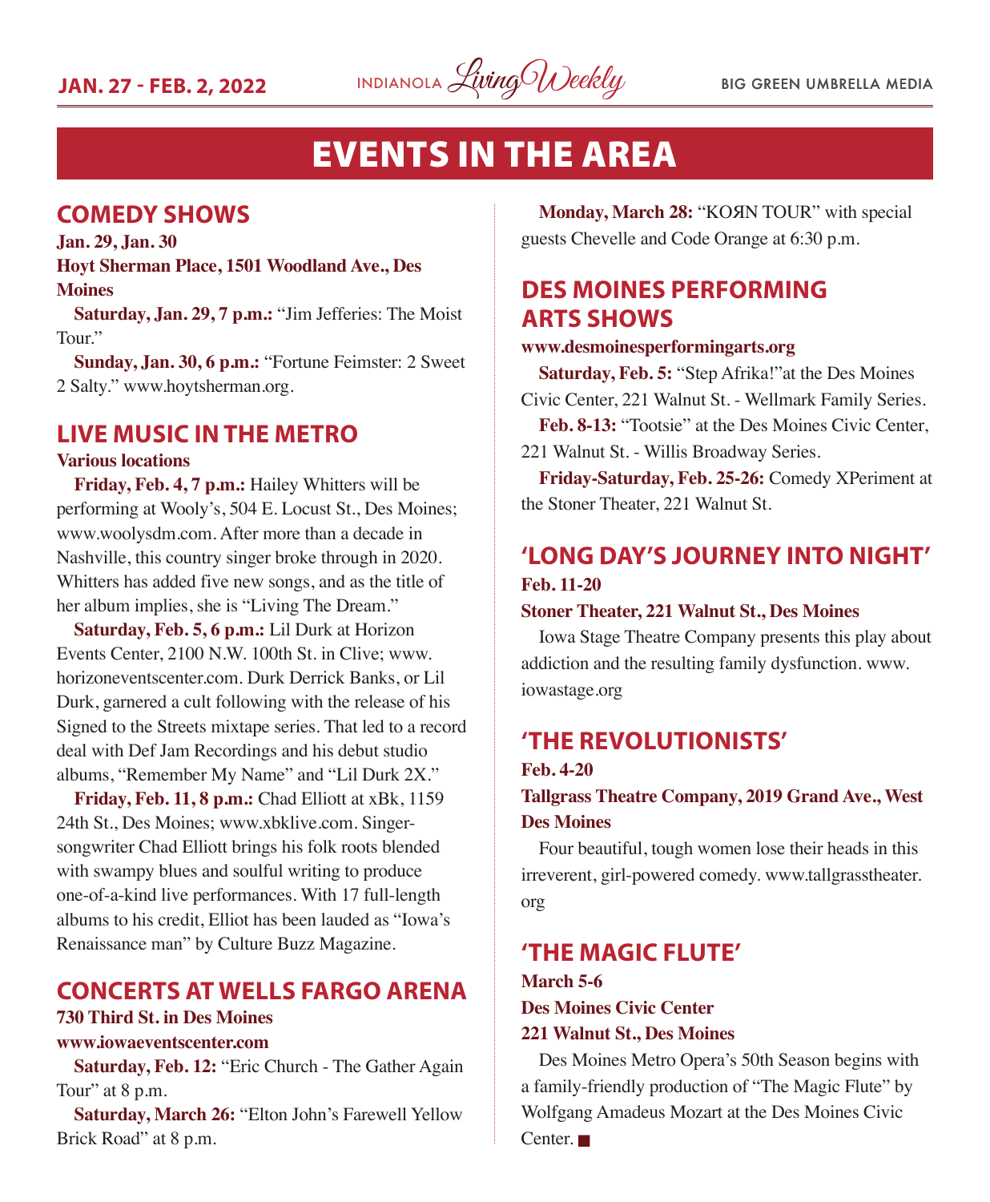# EVENTS IN THE AREA

## COMEDY SHOWS

**Jan. 29, Jan. 30**

**Hoyt Sherman Place, 1501 Woodland Ave., Des Moines**

**Saturday, Jan. 29, 7 p.m.:** "Jim Jefferies: The Moist Tour."

**Sunday, Jan. 30, 6 p.m.:** "Fortune Feimster: 2 Sweet 2 Salty." www.hoytsherman.org.

## LIVE MUSIC IN THE METRO

**Various locations**

**Friday, Feb. 4, 7 p.m.:** Hailey Whitters will be performing at Wooly's, 504 E. Locust St., Des Moines; www.woolysdm.com. After more than a decade in Nashville, this country singer broke through in 2020. Whitters has added five new songs, and as the title of her album implies, she is "Living The Dream."

**Saturday, Feb. 5, 6 p.m.:** Lil Durk at Horizon Events Center, 2100 N.W. 100th St. in Clive; www.horizoneventscenter.com. Durk Derrick Banks, or Lil Durk, garnered a cult following with the release of his Signed to the Streets mixtape series. That led to a record deal with Def Jam Recordings and his debut studio albums, "Remember My Name" and "Lil Durk 2X."

**Friday, Feb. 11, 8 p.m.:** Chad Elliott at xBk, 1159 24th St., Des Moines; www.xbklive.com. Singer-songwriter Chad Elliott brings his folk roots blended with swampy blues and soulful writing to produce one-of-a-kind live performances. With 17 full-length albums to his credit, Elliot has been lauded as "Iowa's Renaissance man" by Culture Buzz Magazine.

## CONCERTS AT WELLS FARGO ARENA

**730 Third St. in Des Moines**

**www.iowaeventscenter.com**

**Saturday, Feb. 12:** "Eric Church - The Gather Again Tour" at 8 p.m.

**Saturday, March 26:** "Elton John's Farewell Yellow Brick Road" at 8 p.m.

**Monday, March 28:** "KOЯN TOUR" with special guests Chevelle and Code Orange at 6:30 p.m.

## DES MOINES PERFORMING ARTS SHOWS

**www.desmoinesperformingarts.org**

**Saturday, Feb. 5:** "Step Afrika!"at the Des Moines Civic Center, 221 Walnut St. - Wellmark Family Series.

**Feb. 8-13:** "Tootsie" at the Des Moines Civic Center, 221 Walnut St. - Willis Broadway Series.

**Friday-Saturday, Feb. 25-26:** Comedy XPeriment at the Stoner Theater, 221 Walnut St.

## 'LONG DAY'S JOURNEY INTO NIGHT'

**Feb. 11-20**

**Stoner Theater, 221 Walnut St., Des Moines**

Iowa Stage Theatre Company presents this play about addiction and the resulting family dysfunction. www.iowastage.org

## 'THE REVOLUTIONISTS'

**Feb. 4-20**

**Tallgrass Theatre Company, 2019 Grand Ave., West Des Moines**

Four beautiful, tough women lose their heads in this irreverent, girl-powered comedy. www.tallgrasstheater.org

## 'THE MAGIC FLUTE'

**March 5-6**

**Des Moines Civic Center**

**221 Walnut St., Des Moines**

Des Moines Metro Opera's 50th Season begins with a family-friendly production of "The Magic Flute" by Wolfgang Amadeus Mozart at the Des Moines Civic Center. ■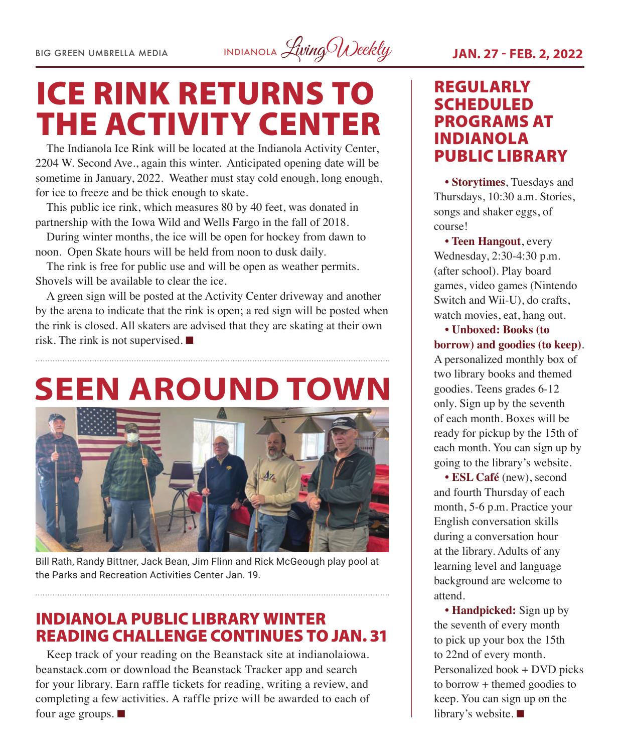# ICE RINK RETURNS TO THE ACTIVITY CENTER

The Indianola Ice Rink will be located at the Indianola Activity Center, 2204 W. Second Ave., again this winter. Anticipated opening date will be sometime in January, 2022. Weather must stay cold enough, long enough, for ice to freeze and be thick enough to skate.

This public ice rink, which measures 80 by 40 feet, was donated in partnership with the Iowa Wild and Wells Fargo in the fall of 2018.

During winter months, the ice will be open for hockey from dawn to noon. Open Skate hours will be held from noon to dusk daily.

The rink is free for public use and will be open as weather permits. Shovels will be available to clear the ice.

A green sign will be posted at the Activity Center driveway and another by the arena to indicate that the rink is open; a red sign will be posted when the rink is closed. All skaters are advised that they are skating at their own risk. The rink is not supervised. ■

# SEEN AROUND TOWN

Bill Rath, Randy Bittner, Jack Bean, Jim Flinn and Rick McGeough play pool at the Parks and Recreation Activities Center Jan. 19.

## INDIANOLA PUBLIC LIBRARY WINTER READING CHALLENGE CONTINUES TO JAN. 31

Keep track of your reading on the Beanstack site at indianolaiowa.beanstack.com or download the Beanstack Tracker app and search for your library. Earn raffle tickets for reading, writing a review, and completing a few activities. A raffle prize will be awarded to each of four age groups. ■

## REGULARLY SCHEDULED PROGRAMS AT INDIANOLA PUBLIC LIBRARY

- **Storytimes**, Tuesdays and Thursdays, 10:30 a.m. Stories, songs and shaker eggs, of course!
- **Teen Hangout**, every Wednesday, 2:30-4:30 p.m. (after school). Play board games, video games (Nintendo Switch and Wii-U), do crafts, watch movies, eat, hang out.
- **Unboxed: Books (to borrow) and goodies (to keep)**. A personalized monthly box of two library books and themed goodies. Teens grades 6-12 only. Sign up by the seventh of each month. Boxes will be ready for pickup by the 15th of each month. You can sign up by going to the library's website.
- **ESL Café** (new), second and fourth Thursday of each month, 5-6 p.m. Practice your English conversation skills during a conversation hour at the library. Adults of any learning level and language background are welcome to attend.
- **Handpicked:** Sign up by the seventh of every month to pick up your box the 15th to 22nd of every month. Personalized book + DVD picks to borrow + themed goodies to keep. You can sign up on the library's website. ■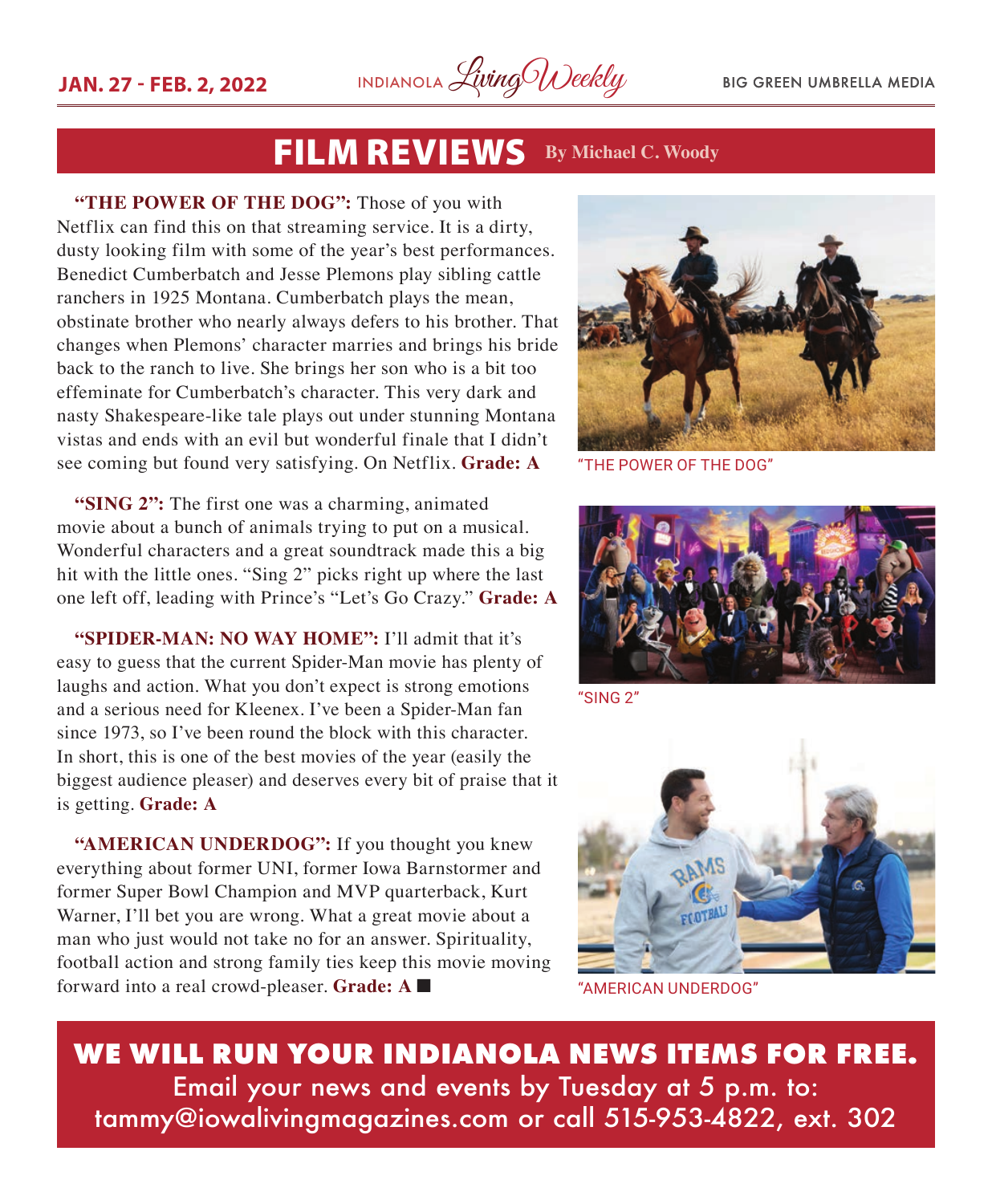# FILM REVIEWS

By Michael C. Woody

**"THE POWER OF THE DOG":** Those of you with Netflix can find this on that streaming service. It is a dirty, dusty looking film with some of the year's best performances. Benedict Cumberbatch and Jesse Plemons play sibling cattle ranchers in 1925 Montana. Cumberbatch plays the mean, obstinate brother who nearly always defers to his brother. That changes when Plemons' character marries and brings his bride back to the ranch to live. She brings her son who is a bit too effeminate for Cumberbatch's character. This very dark and nasty Shakespeare-like tale plays out under stunning Montana vistas and ends with an evil but wonderful finale that I didn't see coming but found very satisfying. On Netflix. **Grade: A**

"THE POWER OF THE DOG"

**"SING 2":** The first one was a charming, animated movie about a bunch of animals trying to put on a musical. Wonderful characters and a great soundtrack made this a big hit with the little ones. "Sing 2" picks right up where the last one left off, leading with Prince's "Let's Go Crazy." **Grade: A**

"SING 2"

**"SPIDER-MAN: NO WAY HOME":** I'll admit that it's easy to guess that the current Spider-Man movie has plenty of laughs and action. What you don't expect is strong emotions and a serious need for Kleenex. I've been a Spider-Man fan since 1973, so I've been round the block with this character. In short, this is one of the best movies of the year (easily the biggest audience pleaser) and deserves every bit of praise that it is getting. **Grade: A**

**"AMERICAN UNDERDOG":** If you thought you knew everything about former UNI, former Iowa Barnstormer and former Super Bowl Champion and MVP quarterback, Kurt Warner, I'll bet you are wrong. What a great movie about a man who just would not take no for an answer. Spirituality, football action and strong family ties keep this movie moving forward into a real crowd-pleaser. **Grade: A** ■

"AMERICAN UNDERDOG"

**WE WILL RUN YOUR INDIANOLA NEWS ITEMS FOR FREE.**

Email your news and events by Tuesday at 5 p.m. to: tammy@iowalivingmagazines.com or call 515-953-4822, ext. 302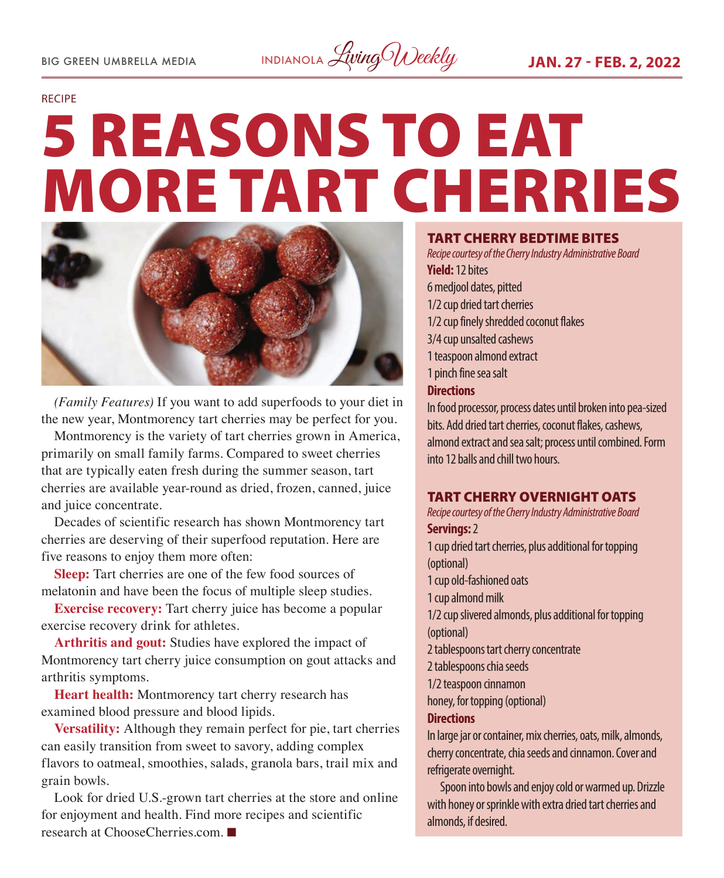RECIPE

# 5 REASONS TO EAT MORE TART CHERRIES

*(Family Features)* If you want to add superfoods to your diet in the new year, Montmorency tart cherries may be perfect for you.

Montmorency is the variety of tart cherries grown in America, primarily on small family farms. Compared to sweet cherries that are typically eaten fresh during the summer season, tart cherries are available year-round as dried, frozen, canned, juice and juice concentrate.

Decades of scientific research has shown Montmorency tart cherries are deserving of their superfood reputation. Here are five reasons to enjoy them more often:

**Sleep:** Tart cherries are one of the few food sources of melatonin and have been the focus of multiple sleep studies.

**Exercise recovery:** Tart cherry juice has become a popular exercise recovery drink for athletes.

**Arthritis and gout:** Studies have explored the impact of Montmorency tart cherry juice consumption on gout attacks and arthritis symptoms.

**Heart health:** Montmorency tart cherry research has examined blood pressure and blood lipids.

**Versatility:** Although they remain perfect for pie, tart cherries can easily transition from sweet to savory, adding complex flavors to oatmeal, smoothies, salads, granola bars, trail mix and grain bowls.

Look for dried U.S.-grown tart cherries at the store and online for enjoyment and health. Find more recipes and scientific research at ChooseCherries.com. ■

## TART CHERRY BEDTIME BITES

*Recipe courtesy of the Cherry Industry Administrative Board*

**Yield:** 12 bites

- 6 medjool dates, pitted
- 1/2 cup dried tart cherries
- 1/2 cup finely shredded coconut flakes
- 3/4 cup unsalted cashews
- 1 teaspoon almond extract
- 1 pinch fine sea salt

**Directions**

In food processor, process dates until broken into pea-sized bits. Add dried tart cherries, coconut flakes, cashews, almond extract and sea salt; process until combined. Form into 12 balls and chill two hours.

## TART CHERRY OVERNIGHT OATS

*Recipe courtesy of the Cherry Industry Administrative Board*

**Servings:** 2

- 1 cup dried tart cherries, plus additional for topping (optional)
- 1 cup old-fashioned oats
- 1 cup almond milk
- 1/2 cup slivered almonds, plus additional for topping (optional)
- 2 tablespoons tart cherry concentrate
- 2 tablespoons chia seeds
- 1/2 teaspoon cinnamon
- honey, for topping (optional)

**Directions**

In large jar or container, mix cherries, oats, milk, almonds, cherry concentrate, chia seeds and cinnamon. Cover and refrigerate overnight.

Spoon into bowls and enjoy cold or warmed up. Drizzle with honey or sprinkle with extra dried tart cherries and almonds, if desired.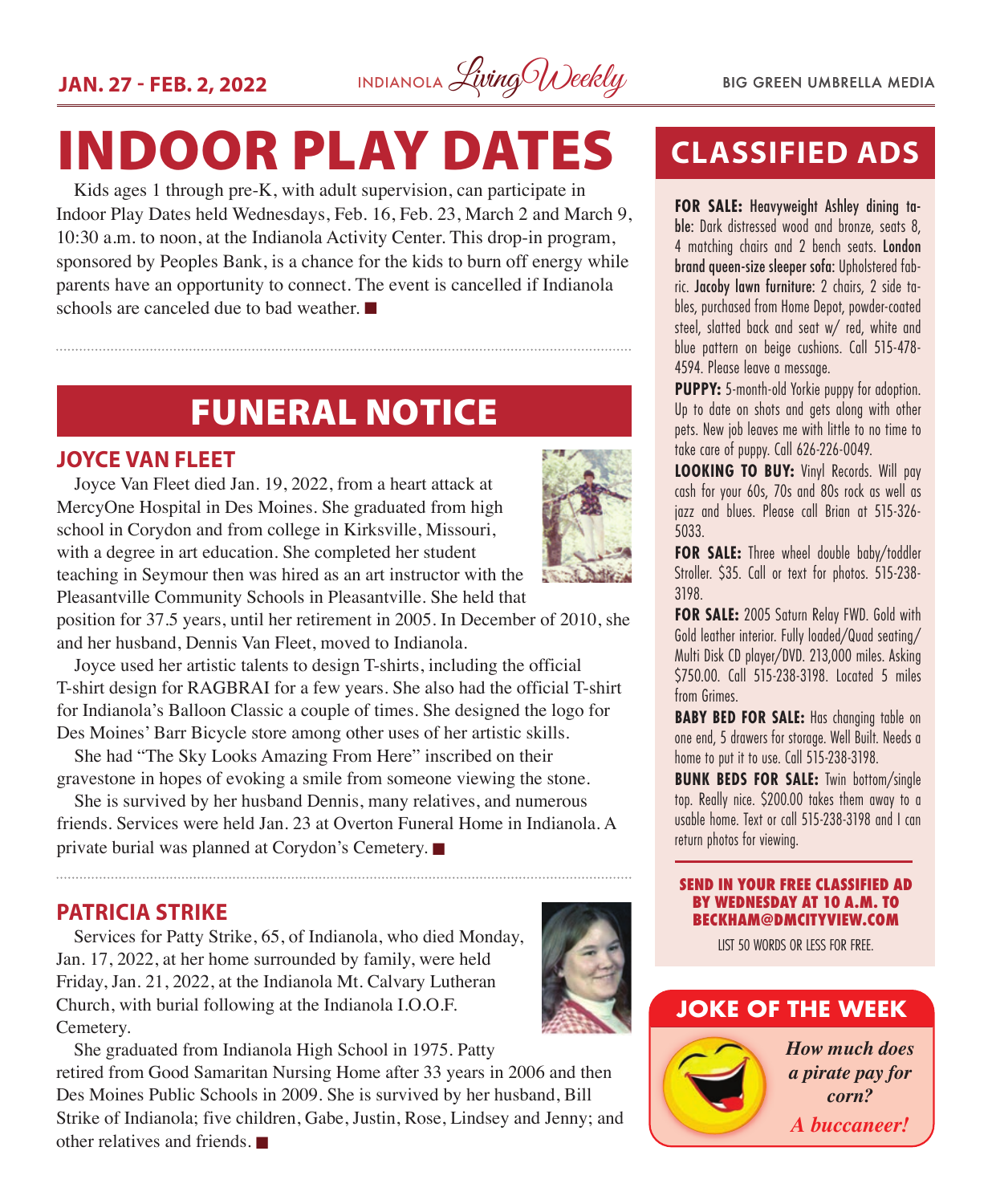# INDOOR PLAY DATES

Kids ages 1 through pre-K, with adult supervision, can participate in Indoor Play Dates held Wednesdays, Feb. 16, Feb. 23, March 2 and March 9, 10:30 a.m. to noon, at the Indianola Activity Center. This drop-in program, sponsored by Peoples Bank, is a chance for the kids to burn off energy while parents have an opportunity to connect. The event is cancelled if Indianola schools are canceled due to bad weather. ■

# FUNERAL NOTICE

## JOYCE VAN FLEET

Joyce Van Fleet died Jan. 19, 2022, from a heart attack at MercyOne Hospital in Des Moines. She graduated from high school in Corydon and from college in Kirksville, Missouri, with a degree in art education. She completed her student teaching in Seymour then was hired as an art instructor with the Pleasantville Community Schools in Pleasantville. She held that position for 37.5 years, until her retirement in 2005. In December of 2010, she and her husband, Dennis Van Fleet, moved to Indianola.

Joyce used her artistic talents to design T-shirts, including the official T-shirt design for RAGBRAI for a few years. She also had the official T-shirt for Indianola's Balloon Classic a couple of times. She designed the logo for Des Moines' Barr Bicycle store among other uses of her artistic skills.

She had "The Sky Looks Amazing From Here" inscribed on their gravestone in hopes of evoking a smile from someone viewing the stone.

She is survived by her husband Dennis, many relatives, and numerous friends. Services were held Jan. 23 at Overton Funeral Home in Indianola. A private burial was planned at Corydon's Cemetery. ■

## PATRICIA STRIKE

Services for Patty Strike, 65, of Indianola, who died Monday, Jan. 17, 2022, at her home surrounded by family, were held Friday, Jan. 21, 2022, at the Indianola Mt. Calvary Lutheran Church, with burial following at the Indianola I.O.O.F. Cemetery.

She graduated from Indianola High School in 1975. Patty retired from Good Samaritan Nursing Home after 33 years in 2006 and then Des Moines Public Schools in 2009. She is survived by her husband, Bill Strike of Indianola; five children, Gabe, Justin, Rose, Lindsey and Jenny; and other relatives and friends. ■

# CLASSIFIED ADS

**FOR SALE:** Heavyweight Ashley dining table: Dark distressed wood and bronze, seats 8, 4 matching chairs and 2 bench seats. **London brand queen-size sleeper sofa:** Upholstered fabric. **Jacoby lawn furniture:** 2 chairs, 2 side tables, purchased from Home Depot, powder-coated steel, slatted back and seat w/ red, white and blue pattern on beige cushions. Call 515-478-4594. Please leave a message.

**PUPPY:** 5-month-old Yorkie puppy for adoption. Up to date on shots and gets along with other pets. New job leaves me with little to no time to take care of puppy. Call 626-226-0049.

**LOOKING TO BUY:** Vinyl Records. Will pay cash for your 60s, 70s and 80s rock as well as jazz and blues. Please call Brian at 515-326-5033.

**FOR SALE:** Three wheel double baby/toddler Stroller. $35. Call or text for photos. 515-238-3198.

**FOR SALE:** 2005 Saturn Relay FWD. Gold with Gold leather interior. Fully loaded/Quad seating/Multi Disk CD player/DVD. 213,000 miles. Asking $750.00. Call 515-238-3198. Located 5 miles from Grimes.

**BABY BED FOR SALE:** Has changing table on one end, 5 drawers for storage. Well Built. Needs a home to put it to use. Call 515-238-3198.

**BUNK BEDS FOR SALE:** Twin bottom/single top. Really nice. $200.00 takes them away to a usable home. Text or call 515-238-3198 and I can return photos for viewing.

**SEND IN YOUR FREE CLASSIFIED AD BY WEDNESDAY AT 10 A.M. TO BECKHAM@DMCITYVIEW.COM**

LIST 50 WORDS OR LESS FOR FREE.

## JOKE OF THE WEEK

*How much does a pirate pay for corn?*

*A buccaneer!*